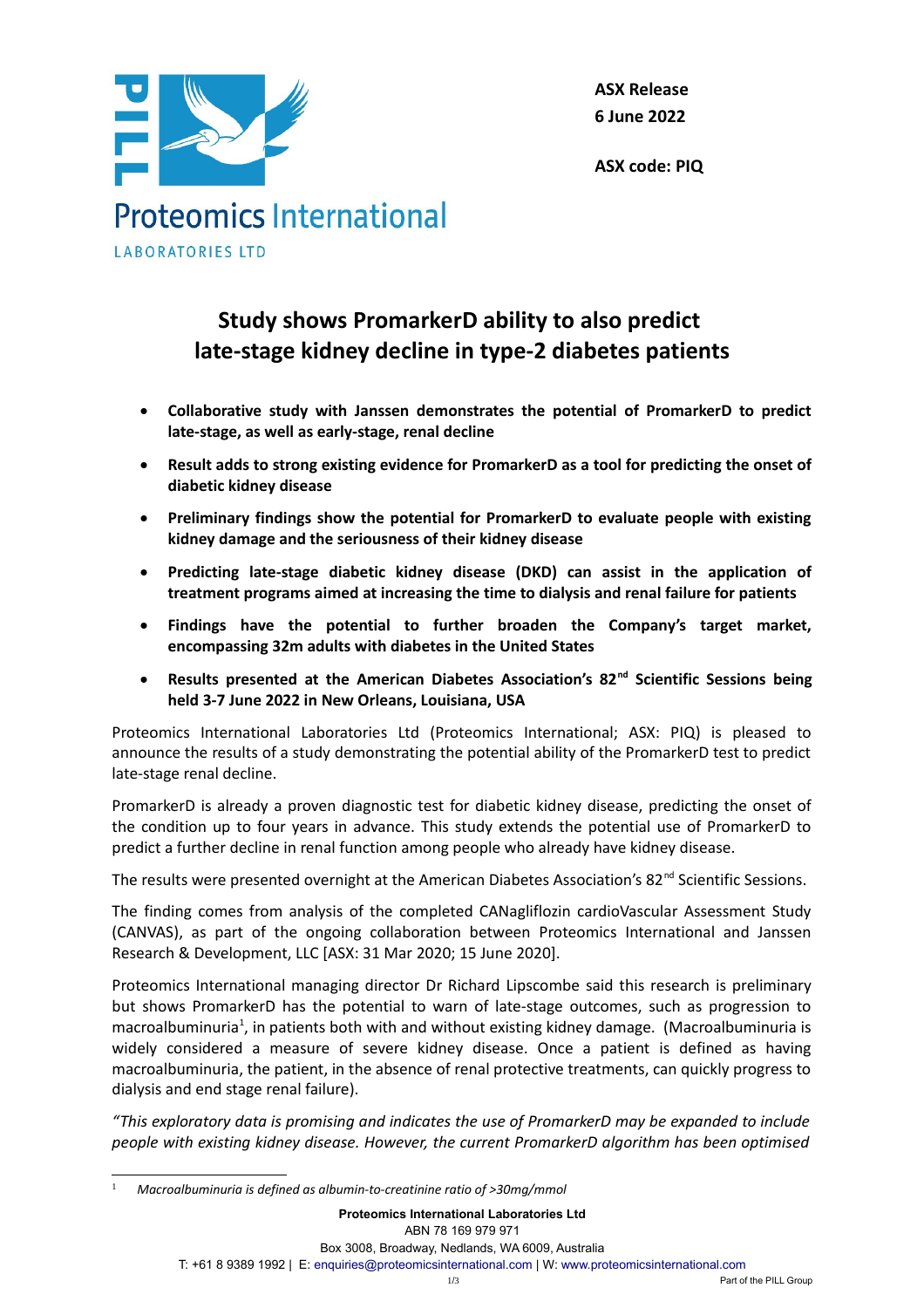Proteomics International

LABORATORIES LTD

**ASX Release**
**6 June 2022**

**ASX code: PIQ**

# Study shows PromarkerD ability to also predict late-stage kidney decline in type-2 diabetes patients

- **Collaborative study with Janssen demonstrates the potential of PromarkerD to predict late-stage, as well as early-stage, renal decline**
- **Result adds to strong existing evidence for PromarkerD as a tool for predicting the onset of diabetic kidney disease**
- **Preliminary findings show the potential for PromarkerD to evaluate people with existing kidney damage and the seriousness of their kidney disease**
- **Predicting late-stage diabetic kidney disease (DKD) can assist in the application of treatment programs aimed at increasing the time to dialysis and renal failure for patients**
- **Findings have the potential to further broaden the Company's target market, encompassing 32m adults with diabetes in the United States**
- **Results presented at the American Diabetes Association's 82nd Scientific Sessions being held 3-7 June 2022 in New Orleans, Louisiana, USA**

Proteomics International Laboratories Ltd (Proteomics International; ASX: PIQ) is pleased to announce the results of a study demonstrating the potential ability of the PromarkerD test to predict late-stage renal decline.

PromarkerD is already a proven diagnostic test for diabetic kidney disease, predicting the onset of the condition up to four years in advance. This study extends the potential use of PromarkerD to predict a further decline in renal function among people who already have kidney disease.

The results were presented overnight at the American Diabetes Association's 82nd Scientific Sessions.

The finding comes from analysis of the completed CANagliflozin cardioVascular Assessment Study (CANVAS), as part of the ongoing collaboration between Proteomics International and Janssen Research & Development, LLC [ASX: 31 Mar 2020; 15 June 2020].

Proteomics International managing director Dr Richard Lipscombe said this research is preliminary but shows PromarkerD has the potential to warn of late-stage outcomes, such as progression to macroalbuminuria[1], in patients both with and without existing kidney damage. (Macroalbuminuria is widely considered a measure of severe kidney disease. Once a patient is defined as having macroalbuminuria, the patient, in the absence of renal protective treatments, can quickly progress to dialysis and end stage renal failure).

*"This exploratory data is promising and indicates the use of PromarkerD may be expanded to include people with existing kidney disease. However, the current PromarkerD algorithm has been optimised*

[1] *Macroalbuminuria is defined as albumin-to-creatinine ratio of >30mg/mmol*

**Proteomics International Laboratories Ltd**
ABN 78 169 979 971
Box 3008, Broadway, Nedlands, WA 6009, Australia
T: +61 8 9389 1992 | E: enquiries@proteomicsinternational.com | W: www.proteomicsinternational.com
Part of the PILL Group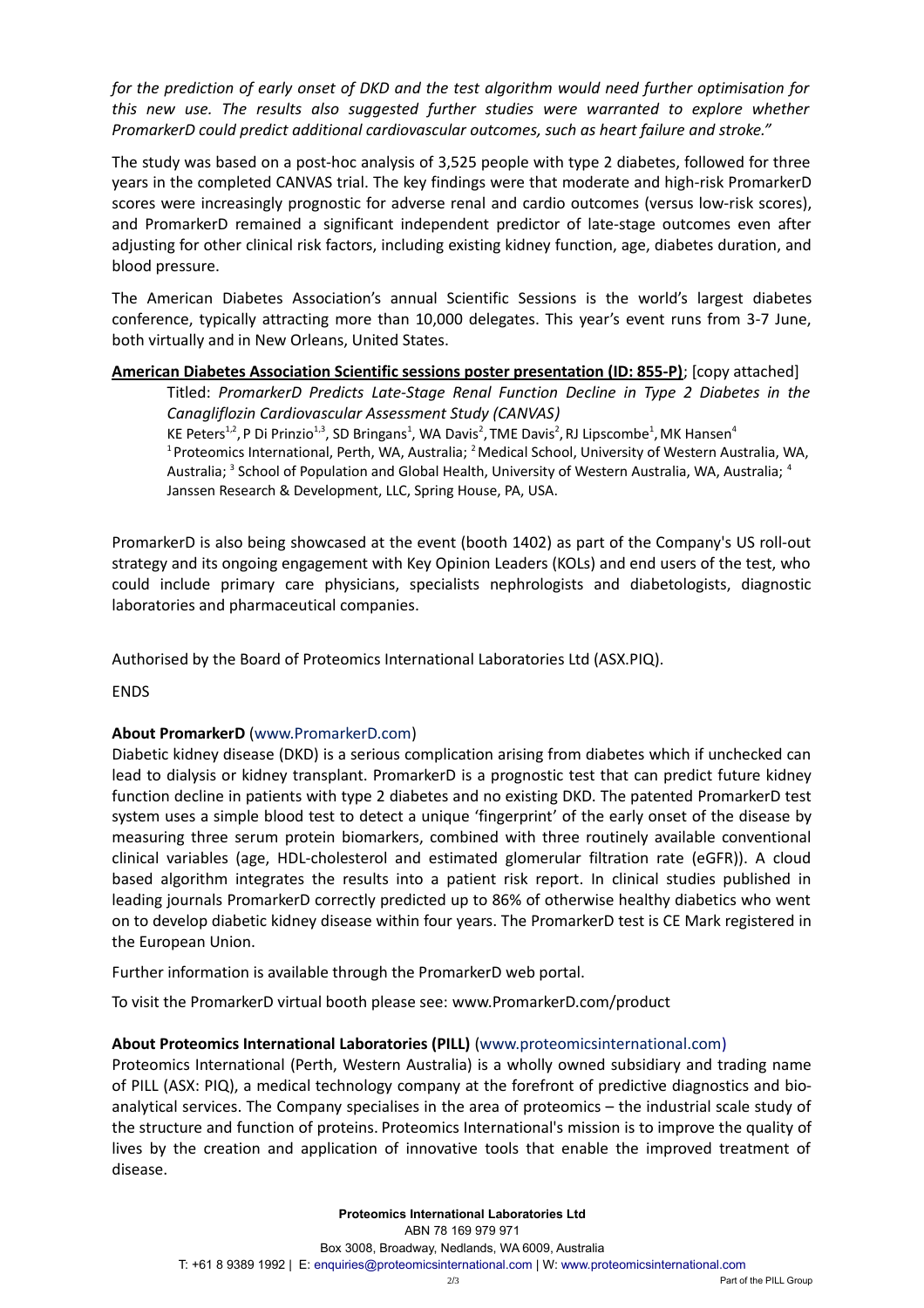*for the prediction of early onset of DKD and the test algorithm would need further optimisation for this new use. The results also suggested further studies were warranted to explore whether PromarkerD could predict additional cardiovascular outcomes, such as heart failure and stroke."*

The study was based on a post-hoc analysis of 3,525 people with type 2 diabetes, followed for three years in the completed CANVAS trial. The key findings were that moderate and high-risk PromarkerD scores were increasingly prognostic for adverse renal and cardio outcomes (versus low-risk scores), and PromarkerD remained a significant independent predictor of late-stage outcomes even after adjusting for other clinical risk factors, including existing kidney function, age, diabetes duration, and blood pressure.

The American Diabetes Association's annual Scientific Sessions is the world's largest diabetes conference, typically attracting more than 10,000 delegates. This year's event runs from 3-7 June, both virtually and in New Orleans, United States.

**American Diabetes Association Scientific sessions poster presentation (ID: 855-P)**; [copy attached]

Titled: *PromarkerD Predicts Late-Stage Renal Function Decline in Type 2 Diabetes in the Canagliflozin Cardiovascular Assessment Study (CANVAS)*

KE Peters[1,2], P Di Prinzio[1,3], SD Bringans[1], WA Davis[2], TME Davis[2], RJ Lipscombe[1], MK Hansen[4]

[1] Proteomics International, Perth, WA, Australia; [2] Medical School, University of Western Australia, WA, Australia; [3] School of Population and Global Health, University of Western Australia, WA, Australia; [4] Janssen Research & Development, LLC, Spring House, PA, USA.

PromarkerD is also being showcased at the event (booth 1402) as part of the Company's US roll-out strategy and its ongoing engagement with Key Opinion Leaders (KOLs) and end users of the test, who could include primary care physicians, specialists nephrologists and diabetologists, diagnostic laboratories and pharmaceutical companies.

Authorised by the Board of Proteomics International Laboratories Ltd (ASX.PIQ).

ENDS

**About PromarkerD** (www.PromarkerD.com)

Diabetic kidney disease (DKD) is a serious complication arising from diabetes which if unchecked can lead to dialysis or kidney transplant. PromarkerD is a prognostic test that can predict future kidney function decline in patients with type 2 diabetes and no existing DKD. The patented PromarkerD test system uses a simple blood test to detect a unique 'fingerprint' of the early onset of the disease by measuring three serum protein biomarkers, combined with three routinely available conventional clinical variables (age, HDL-cholesterol and estimated glomerular filtration rate (eGFR)). A cloud based algorithm integrates the results into a patient risk report. In clinical studies published in leading journals PromarkerD correctly predicted up to 86% of otherwise healthy diabetics who went on to develop diabetic kidney disease within four years. The PromarkerD test is CE Mark registered in the European Union.

Further information is available through the PromarkerD web portal.

To visit the PromarkerD virtual booth please see: www.PromarkerD.com/product

**About Proteomics International Laboratories (PILL)** (www.proteomicsinternational.com)

Proteomics International (Perth, Western Australia) is a wholly owned subsidiary and trading name of PILL (ASX: PIQ), a medical technology company at the forefront of predictive diagnostics and bio-analytical services. The Company specialises in the area of proteomics – the industrial scale study of the structure and function of proteins. Proteomics International's mission is to improve the quality of lives by the creation and application of innovative tools that enable the improved treatment of disease.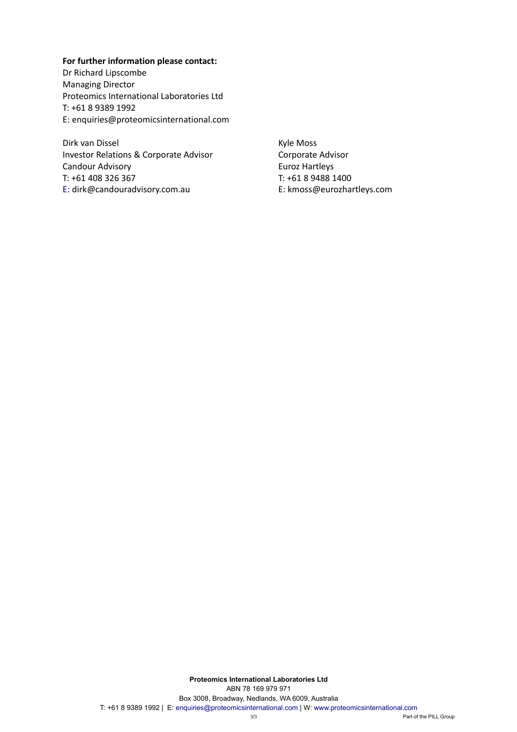**For further information please contact:**

Dr Richard Lipscombe
Managing Director
Proteomics International Laboratories Ltd
T: +61 8 9389 1992
E: enquiries@proteomicsinternational.com

Dirk van Dissel
Investor Relations & Corporate Advisor
Candour Advisory
T: +61 408 326 367
E: dirk@candouradvisory.com.au

Kyle Moss
Corporate Advisor
Euroz Hartleys
T: +61 8 9488 1400
E: kmoss@eurozhartleys.com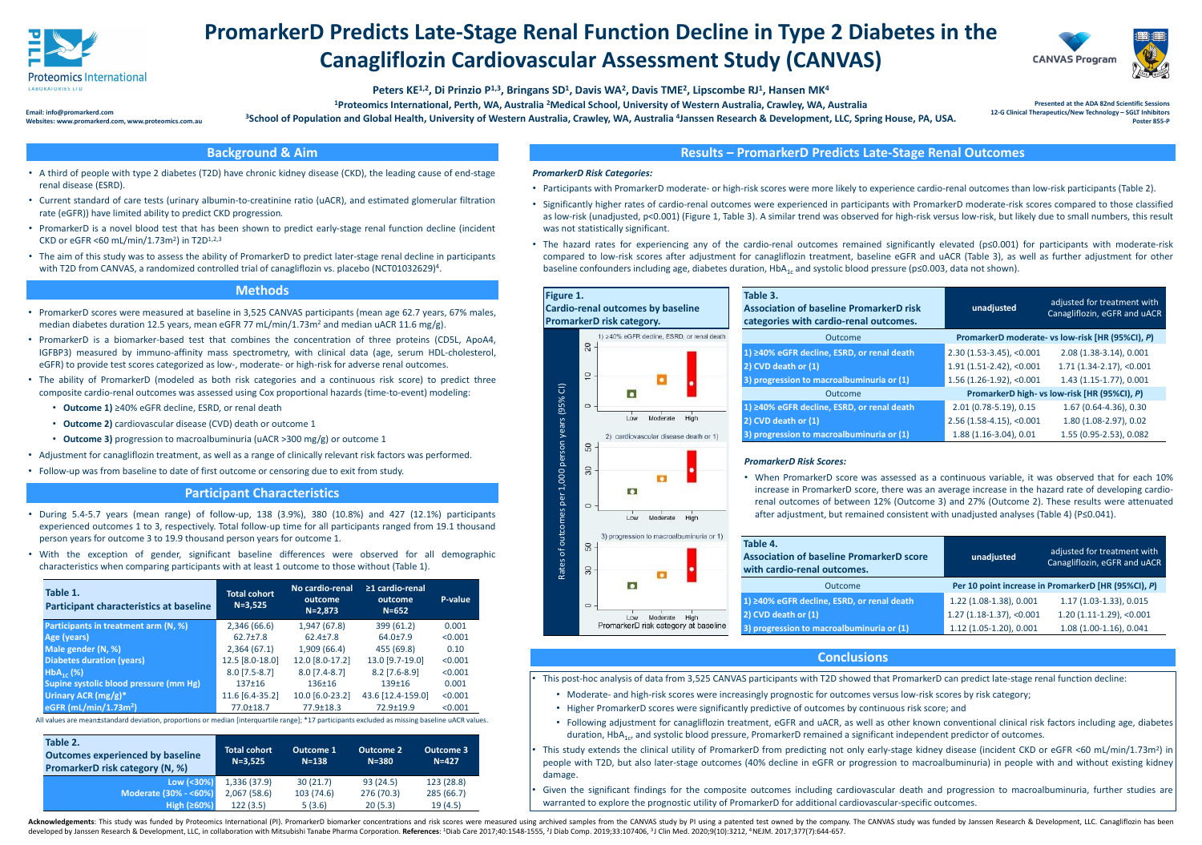# PromarkerD Predicts Late-Stage Renal Function Decline in Type 2 Diabetes in the Canagliflozin Cardiovascular Assessment Study (CANVAS)

Proteomics International

CANVAS Program

Peters KE[1,2], Di Prinzio P[1,3], Bringans SD[1], Davis WA[2], Davis TME[2], Lipscombe RJ[1], Hansen MK[4]

[1]Proteomics International, Perth, WA, Australia [2]Medical School, University of Western Australia, Crawley, WA, Australia
[3]School of Population and Global Health, University of Western Australia, Crawley, WA, Australia [4]Janssen Research & Development, LLC, Spring House, PA, USA.

Email: info@promarkerd.com
Websites: www.promarkerd.com, www.proteomics.com.au

Presented at the ADA 82nd Scientific Sessions
12-G Clinical Therapeutics/New Technology – SGLT Inhibitors
Poster 855-P

## Background & Aim

- A third of people with type 2 diabetes (T2D) have chronic kidney disease (CKD), the leading cause of end-stage renal disease (ESRD).
- Current standard of care tests (urinary albumin-to-creatinine ratio (uACR), and estimated glomerular filtration rate (eGFR)) have limited ability to predict CKD progression.
- PromarkerD is a novel blood test that has been shown to predict early-stage renal function decline (incident CKD or eGFR <60 mL/min/1.73m²) in T2D[1,2,3]
- The aim of this study was to assess the ability of PromarkerD to predict later-stage renal decline in participants with T2D from CANVAS, a randomized controlled trial of canagliflozin vs. placebo (NCT01032629)[4].

## Methods

- PromarkerD scores were measured at baseline in 3,525 CANVAS participants (mean age 62.7 years, 67% males, median diabetes duration 12.5 years, mean eGFR 77 mL/min/1.73m² and median uACR 11.6 mg/g).
- PromarkerD is a biomarker-based test that combines the concentration of three proteins (CD5L, ApoA4, IGFBP3) measured by immuno-affinity mass spectrometry, with clinical data (age, serum HDL-cholesterol, eGFR) to provide test scores categorized as low-, moderate- or high-risk for adverse renal outcomes.
- The ability of PromarkerD (modeled as both risk categories and a continuous risk score) to predict three composite cardio-renal outcomes was assessed using Cox proportional hazards (time-to-event) modeling:
  - **Outcome 1)** ≥40% eGFR decline, ESRD, or renal death
  - **Outcome 2)** cardiovascular disease (CVD) death or outcome 1
  - **Outcome 3)** progression to macroalbuminuria (uACR >300 mg/g) or outcome 1
- Adjustment for canagliflozin treatment, as well as a range of clinically relevant risk factors was performed.
- Follow-up was from baseline to date of first outcome or censoring due to exit from study.

## Participant Characteristics

- During 5.4-5.7 years (mean range) of follow-up, 138 (3.9%), 380 (10.8%) and 427 (12.1%) participants experienced outcomes 1 to 3, respectively. Total follow-up time for all participants ranged from 19.1 thousand person years for outcome 3 to 19.9 thousand person years for outcome 1.
- With the exception of gender, significant baseline differences were observed for all demographic characteristics when comparing participants with at least 1 outcome to those without (Table 1).

**Table 1. Participant characteristics at baseline**

| Participant characteristics at baseline | Total cohort N=3,525 | No cardio-renal outcome N=2,873 | ≥1 cardio-renal outcome N=652 | P-value |
|---|---|---|---|---|
| Participants in treatment arm (N, %) | 2,346 (66.6) | 1,947 (67.8) | 399 (61.2) | 0.001 |
| Age (years) | 62.7±7.8 | 62.4±7.8 | 64.0±7.9 | <0.001 |
| Male gender (N, %) | 2,364 (67.1) | 1,909 (66.4) | 455 (69.8) | 0.10 |
| Diabetes duration (years) | 12.5 [8.0-18.0] | 12.0 [8.0-17.2] | 13.0 [9.7-19.0] | <0.001 |
| $HbA_{1c}$ (%) | 8.0 [7.5-8.7] | 8.0 [7.4-8.7] | 8.2 [7.6-8.9] | <0.001 |
| Supine systolic blood pressure (mm Hg) | 137±16 | 136±16 | 139±16 | 0.001 |
| Urinary ACR (mg/g)* | 11.6 [6.4-35.2] | 10.0 [6.0-23.2] | 43.6 [12.4-159.0] | <0.001 |
| eGFR (mL/min/1.73m²) | 77.0±18.7 | 77.9±18.3 | 72.9±19.9 | <0.001 |

All values are mean±standard deviation, proportions or median [interquartile range]; *17 participants excluded as missing baseline uACR values.

**Table 2. Outcomes experienced by baseline PromarkerD risk category (N, %)**

| Outcomes experienced by baseline PromarkerD risk category (N, %) | Total cohort N=3,525 | Outcome 1 N=138 | Outcome 2 N=380 | Outcome 3 N=427 |
|---|---|---|---|---|
| Low (<30%) | 1,336 (37.9) | 30 (21.7) | 93 (24.5) | 123 (28.8) |
| Moderate (30% - <60%) | 2,067 (58.6) | 103 (74.6) | 276 (70.3) | 285 (66.7) |
| High (≥60%) | 122 (3.5) | 5 (3.6) | 20 (5.3) | 19 (4.5) |

## Results – PromarkerD Predicts Late-Stage Renal Outcomes

*PromarkerD Risk Categories:*

- Participants with PromarkerD moderate- or high-risk scores were more likely to experience cardio-renal outcomes than low-risk participants (Table 2).
- Significantly higher rates of cardio-renal outcomes were experienced in participants with PromarkerD moderate-risk scores compared to those classified as low-risk (unadjusted, p<0.001) (Figure 1, Table 3). A similar trend was observed for high-risk versus low-risk, but likely due to small numbers, this result was not statistically significant.
- The hazard rates for experiencing any of the cardio-renal outcomes remained significantly elevated (p≤0.001) for participants with moderate-risk compared to low-risk scores after adjustment for canagliflozin treatment, baseline eGFR and uACR (Table 3), as well as further adjustment for other baseline confounders including age, diabetes duration, $HbA_{1c}$ and systolic blood pressure (p≤0.003, data not shown).

**Figure 1. Cardio-renal outcomes by baseline PromarkerD risk category.**

Rates of outcomes per 1,000 person years (95% CI)
1) ≥40% eGFR decline, ESRD, or renal death
0, 10, 20
Low Moderate High
2) cardiovascular disease death or 1)
0, 30, 50
Low Moderate High
3) progression to macroalbuminuria or 1)
0, 30, 50
Low Moderate High
PromarkerD risk category at baseline

**Table 3. Association of baseline PromarkerD risk categories with cardio-renal outcomes.**

| Outcome | unadjusted | adjusted for treatment with Canagliflozin, eGFR and uACR |
|---|---|---|
| | PromarkerD moderate- vs low-risk [HR (95%CI), *P*] | |
| 1) ≥40% eGFR decline, ESRD, or renal death | 2.30 (1.53-3.45), <0.001 | 2.08 (1.38-3.14), 0.001 |
| 2) CVD death or (1) | 1.91 (1.51-2.42), <0.001 | 1.71 (1.34-2.17), <0.001 |
| 3) progression to macroalbuminuria or (1) | 1.56 (1.26-1.92), <0.001 | 1.43 (1.15-1.77), 0.001 |
| | PromarkerD high- vs low-risk [HR (95%CI), *P*] | |
| 1) ≥40% eGFR decline, ESRD, or renal death | 2.01 (0.78-5.19), 0.15 | 1.67 (0.64-4.36), 0.30 |
| 2) CVD death or (1) | 2.56 (1.58-4.15), <0.001 | 1.80 (1.08-2.97), 0.02 |
| 3) progression to macroalbuminuria or (1) | 1.88 (1.16-3.04), 0.01 | 1.55 (0.95-2.53), 0.082 |

*PromarkerD Risk Scores:*

- When PromarkerD score was assessed as a continuous variable, it was observed that for each 10% increase in PromarkerD score, there was an average increase in the hazard rate of developing cardio-renal outcomes of between 12% (Outcome 3) and 27% (Outcome 2). These results were attenuated after adjustment, but remained consistent with unadjusted analyses (Table 4) (P≤0.041).

**Table 4. Association of baseline PromarkerD score with cardio-renal outcomes.**

| Outcome | unadjusted | adjusted for treatment with Canagliflozin, eGFR and uACR |
|---|---|---|
| | Per 10 point increase in PromarkerD [HR (95%CI), *P*] | |
| 1) ≥40% eGFR decline, ESRD, or renal death | 1.22 (1.08-1.38), 0.001 | 1.17 (1.03-1.33), 0.015 |
| 2) CVD death or (1) | 1.27 (1.18-1.37), <0.001 | 1.20 (1.11-1.29), <0.001 |
| 3) progression to macroalbuminuria or (1) | 1.12 (1.05-1.20), 0.001 | 1.08 (1.00-1.16), 0.041 |

## Conclusions

- This post-hoc analysis of data from 3,525 CANVAS participants with T2D showed that PromarkerD can predict late-stage renal function decline:
  - Moderate- and high-risk scores were increasingly prognostic for outcomes versus low-risk scores by risk category;
  - Higher PromarkerD scores were significantly predictive of outcomes by continuous risk score; and
  - Following adjustment for canagliflozin treatment, eGFR and uACR, as well as other known conventional clinical risk factors including age, diabetes duration, $HbA_{1c}$, and systolic blood pressure, PromarkerD remained a significant independent predictor of outcomes.
- This study extends the clinical utility of PromarkerD from predicting not only early-stage kidney disease (incident CKD or eGFR <60 mL/min/1.73m²) in people with T2D, but also later-stage outcomes (40% decline in eGFR or progression to macroalbuminuria) in people with and without existing kidney damage.
- Given the significant findings for the composite outcomes including cardiovascular death and progression to macroalbuminuria, further studies are warranted to explore the prognostic utility of PromarkerD for additional cardiovascular-specific outcomes.

**Acknowledgements**: This study was funded by Proteomics International (PI). PromarkerD biomarker concentrations and risk scores were measured using archived samples from the CANVAS study by PI using a patented test owned by the company. The CANVAS study was funded by Janssen Research & Development, LLC. Canagliflozin has been developed by Janssen Research & Development, LLC, in collaboration with Mitsubishi Tanabe Pharma Corporation. **References**: [1]Diab Care 2017;40:1548-1555, [2]J Diab Comp. 2019;33:107406, [3]J Clin Med. 2020;9(10):3212, [4]NEJM. 2017;377(7):644-657.